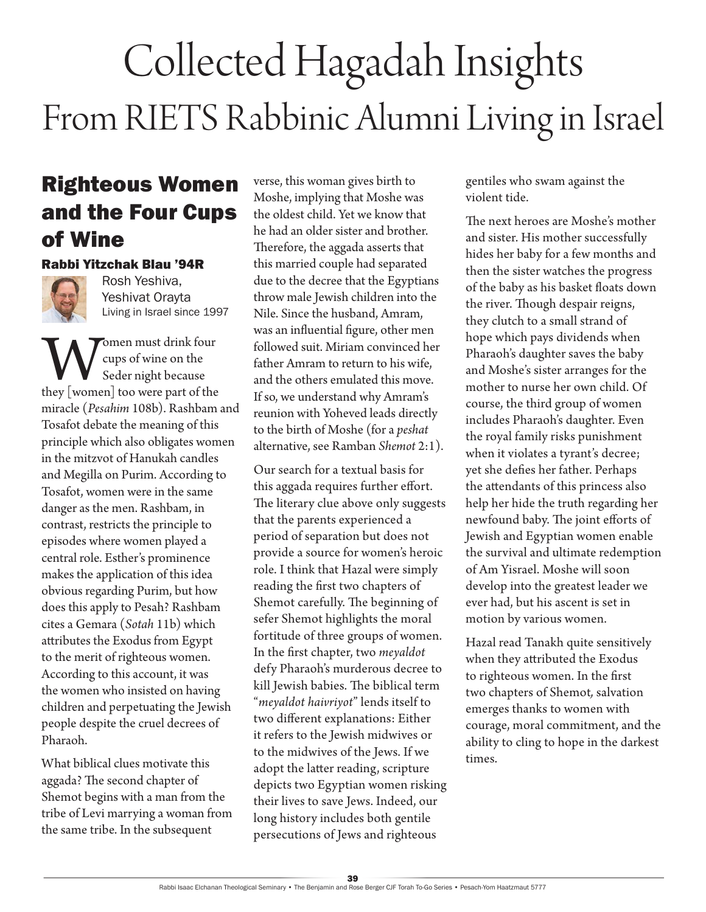# Collected Hagadah Insights

## From RIETS Rabbinic Alumni Living in Israel

### Righteous Women and the Four Cups of Wine

**Rabbi Yitzchak Blau '94R**

Rosh Yeshiva, Yeshivat Orayta
Living in Israel since 1997

Women must drink four cups of wine on the Seder night because they [women] too were part of the miracle (*Pesahim* 108b). Rashbam and Tosafot debate the meaning of this principle which also obligates women in the mitzvot of Hanukah candles and Megilla on Purim. According to Tosafot, women were in the same danger as the men. Rashbam, in contrast, restricts the principle to episodes where women played a central role. Esther's prominence makes the application of this idea obvious regarding Purim, but how does this apply to Pesah? Rashbam cites a Gemara (*Sotah* 11b) which attributes the Exodus from Egypt to the merit of righteous women. According to this account, it was the women who insisted on having children and perpetuating the Jewish people despite the cruel decrees of Pharaoh.

What biblical clues motivate this aggada? The second chapter of Shemot begins with a man from the tribe of Levi marrying a woman from the same tribe. In the subsequent verse, this woman gives birth to Moshe, implying that Moshe was the oldest child. Yet we know that he had an older sister and brother. Therefore, the aggada asserts that this married couple had separated due to the decree that the Egyptians throw male Jewish children into the Nile. Since the husband, Amram, was an influential figure, other men followed suit. Miriam convinced her father Amram to return to his wife, and the others emulated this move. If so, we understand why Amram's reunion with Yoheved leads directly to the birth of Moshe (for a *peshat* alternative, see Ramban *Shemot* 2:1).

Our search for a textual basis for this aggada requires further effort. The literary clue above only suggests that the parents experienced a period of separation but does not provide a source for women's heroic role. I think that Hazal were simply reading the first two chapters of Shemot carefully. The beginning of sefer Shemot highlights the moral fortitude of three groups of women. In the first chapter, two *meyaldot* defy Pharaoh's murderous decree to kill Jewish babies. The biblical term "*meyaldot haivriyot*" lends itself to two different explanations: Either it refers to the Jewish midwives or to the midwives of the Jews. If we adopt the latter reading, scripture depicts two Egyptian women risking their lives to save Jews. Indeed, our long history includes both gentile persecutions of Jews and righteous gentiles who swam against the violent tide.

The next heroes are Moshe's mother and sister. His mother successfully hides her baby for a few months and then the sister watches the progress of the baby as his basket floats down the river. Though despair reigns, they clutch to a small strand of hope which pays dividends when Pharaoh's daughter saves the baby and Moshe's sister arranges for the mother to nurse her own child. Of course, the third group of women includes Pharaoh's daughter. Even the royal family risks punishment when it violates a tyrant's decree; yet she defies her father. Perhaps the attendants of this princess also help her hide the truth regarding her newfound baby. The joint efforts of Jewish and Egyptian women enable the survival and ultimate redemption of Am Yisrael. Moshe will soon develop into the greatest leader we ever had, but his ascent is set in motion by various women.

Hazal read Tanakh quite sensitively when they attributed the Exodus to righteous women. In the first two chapters of Shemot, salvation emerges thanks to women with courage, moral commitment, and the ability to cling to hope in the darkest times.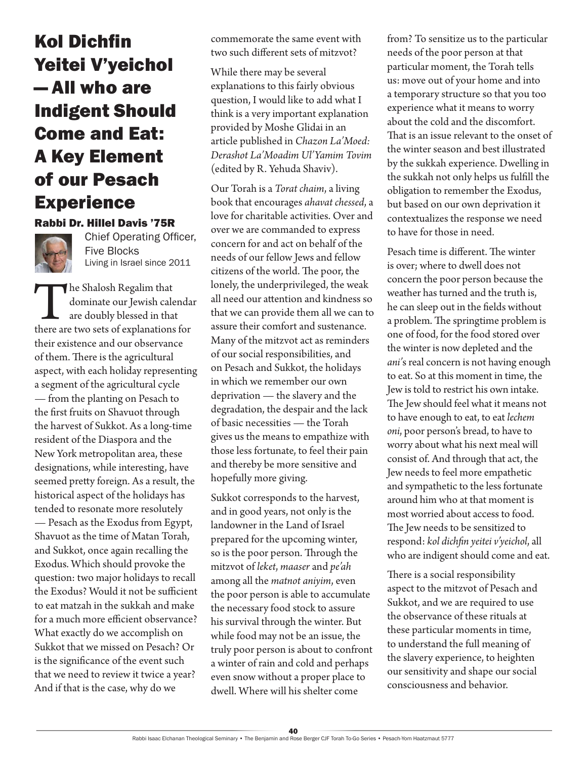# Kol Dichfin Yeitei V'yeichol — All who are Indigent Should Come and Eat: A Key Element of our Pesach Experience

### Rabbi Dr. Hillel Davis '75R

Chief Operating Officer, Five Blocks
Living in Israel since 2011

The Shalosh Regalim that dominate our Jewish calendar are doubly blessed in that there are two sets of explanations for their existence and our observance of them. There is the agricultural aspect, with each holiday representing a segment of the agricultural cycle — from the planting on Pesach to the first fruits on Shavuot through the harvest of Sukkot. As a long-time resident of the Diaspora and the New York metropolitan area, these designations, while interesting, have seemed pretty foreign. As a result, the historical aspect of the holidays has tended to resonate more resolutely — Pesach as the Exodus from Egypt, Shavuot as the time of Matan Torah, and Sukkot, once again recalling the Exodus. Which should provoke the question: two major holidays to recall the Exodus? Would it not be sufficient to eat matzah in the sukkah and make for a much more efficient observance? What exactly do we accomplish on Sukkot that we missed on Pesach? Or is the significance of the event such that we need to review it twice a year? And if that is the case, why do we commemorate the same event with two such different sets of mitzvot?

While there may be several explanations to this fairly obvious question, I would like to add what I think is a very important explanation provided by Moshe Glidai in an article published in *Chazon La'Moed: Derashot La'Moadim Ul'Yamim Tovim* (edited by R. Yehuda Shaviv).

Our Torah is a *Torat chaim*, a living book that encourages *ahavat chessed*, a love for charitable activities. Over and over we are commanded to express concern for and act on behalf of the needs of our fellow Jews and fellow citizens of the world. The poor, the lonely, the underprivileged, the weak all need our attention and kindness so that we can provide them all we can to assure their comfort and sustenance. Many of the mitzvot act as reminders of our social responsibilities, and on Pesach and Sukkot, the holidays in which we remember our own deprivation — the slavery and the degradation, the despair and the lack of basic necessities — the Torah gives us the means to empathize with those less fortunate, to feel their pain and thereby be more sensitive and hopefully more giving.

Sukkot corresponds to the harvest, and in good years, not only is the landowner in the Land of Israel prepared for the upcoming winter, so is the poor person. Through the mitzvot of *leket*, *maaser* and *pe'ah* among all the *matnot aniyim*, even the poor person is able to accumulate the necessary food stock to assure his survival through the winter. But while food may not be an issue, the truly poor person is about to confront a winter of rain and cold and perhaps even snow without a proper place to dwell. Where will his shelter come from? To sensitize us to the particular needs of the poor person at that particular moment, the Torah tells us: move out of your home and into a temporary structure so that you too experience what it means to worry about the cold and the discomfort. That is an issue relevant to the onset of the winter season and best illustrated by the sukkah experience. Dwelling in the sukkah not only helps us fulfill the obligation to remember the Exodus, but based on our own deprivation it contextualizes the response we need to have for those in need.

Pesach time is different. The winter is over; where to dwell does not concern the poor person because the weather has turned and the truth is, he can sleep out in the fields without a problem. The springtime problem is one of food, for the food stored over the winter is now depleted and the *ani*'s real concern is not having enough to eat. So at this moment in time, the Jew is told to restrict his own intake. The Jew should feel what it means not to have enough to eat, to eat *lechem oni*, poor person's bread, to have to worry about what his next meal will consist of. And through that act, the Jew needs to feel more empathetic and sympathetic to the less fortunate around him who at that moment is most worried about access to food. The Jew needs to be sensitized to respond: *kol dichfin yeitei v'yeichol*, all who are indigent should come and eat.

There is a social responsibility aspect to the mitzvot of Pesach and Sukkot, and we are required to use the observance of these rituals at these particular moments in time, to understand the full meaning of the slavery experience, to heighten our sensitivity and shape our social consciousness and behavior.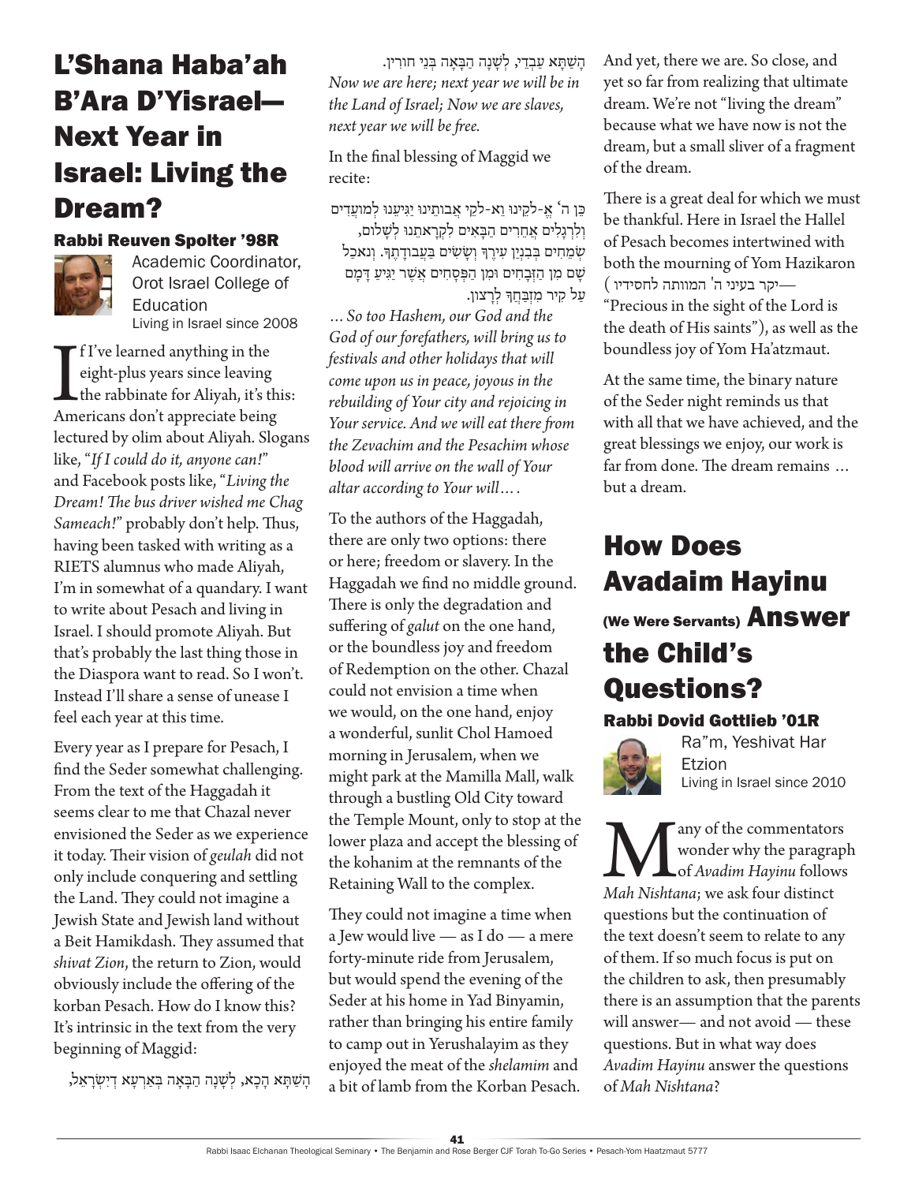# L'Shana Haba'ah B'Ara D'Yisrael—Next Year in Israel: Living the Dream?

### Rabbi Reuven Spolter '98R

Academic Coordinator, Orot Israel College of Education
Living in Israel since 2008

If I've learned anything in the eight-plus years since leaving the rabbinate for Aliyah, it's this: Americans don't appreciate being lectured by olim about Aliyah. Slogans like, "*If I could do it, anyone can!*" and Facebook posts like, "*Living the Dream! The bus driver wished me Chag Sameach!*" probably don't help. Thus, having been tasked with writing as a RIETS alumnus who made Aliyah, I'm in somewhat of a quandary. I want to write about Pesach and living in Israel. I should promote Aliyah. But that's probably the last thing those in the Diaspora want to read. So I won't. Instead I'll share a sense of unease I feel each year at this time.

Every year as I prepare for Pesach, I find the Seder somewhat challenging. From the text of the Haggadah it seems clear to me that Chazal never envisioned the Seder as we experience it today. Their vision of *geulah* did not only include conquering and settling the Land. They could not imagine a Jewish State and Jewish land without a Beit Hamikdash. They assumed that *shivat Zion*, the return to Zion, would obviously include the offering of the korban Pesach. How do I know this? It's intrinsic in the text from the very beginning of Maggid:

הָשַׁתָּא הָכָא, לְשָׁנָה הַבָּאָה בְּאַרְעָא דְיִשְׂרָאֵל, הָשַׁתָּא עַבְדֵי, לְשָׁנָה הַבָּאָה בְּנֵי חוֹרִין.

*Now we are here; next year we will be in the Land of Israel; Now we are slaves, next year we will be free.*

In the final blessing of Maggid we recite:

כֵּן ה' אֱ-לֹקֵינוּ וֵא-לֹקֵי אֲבוֹתֵינוּ יַגִּיעֵנוּ לְמוֹעֲדִים וְלִרְגָלִים אֲחֵרִים הַבָּאִים לִקְרָאתֵנוּ לְשָׁלוֹם, שְׂמֵחִים בְּבִנְיַן עִירֶךָ וְשָׂשִׂים בַּעֲבוֹדָתֶךָ. וְנֹאכַל שָׁם מִן הַזְּבָחִים וּמִן הַפְּסָחִים אֲשֶׁר יַגִּיעַ דָּמָם עַל קִיר מִזְבַּחֲךָ לְרָצוֹן.

*... So too Hashem, our God and the God of our forefathers, will bring us to festivals and other holidays that will come upon us in peace, joyous in the rebuilding of Your city and rejoicing in Your service. And we will eat there from the Zevachim and the Pesachim whose blood will arrive on the wall of Your altar according to Your will....*

To the authors of the Haggadah, there are only two options: there or here; freedom or slavery. In the Haggadah we find no middle ground. There is only the degradation and suffering of *galut* on the one hand, or the boundless joy and freedom of Redemption on the other. Chazal could not envision a time when we would, on the one hand, enjoy a wonderful, sunlit Chol Hamoed morning in Jerusalem, when we might park at the Mamilla Mall, walk through a bustling Old City toward the Temple Mount, only to stop at the lower plaza and accept the blessing of the kohanim at the remnants of the Retaining Wall to the complex.

They could not imagine a time when a Jew would live — as I do — a mere forty-minute ride from Jerusalem, but would spend the evening of the Seder at his home in Yad Binyamin, rather than bringing his entire family to camp out in Yerushalayim as they enjoyed the meat of the *shelamim* and a bit of lamb from the Korban Pesach.

And yet, there we are. So close, and yet so far from realizing that ultimate dream. We're not "living the dream" because what we have now is not the dream, but a small sliver of a fragment of the dream.

There is a great deal for which we must be thankful. Here in Israel the Hallel of Pesach becomes intertwined with both the mourning of Yom Hazikaron (יקר בעיני ה' המוותה לחסידיו — "Precious in the sight of the Lord is the death of His saints"), as well as the boundless joy of Yom Ha'atzmaut.

At the same time, the binary nature of the Seder night reminds us that with all that we have achieved, and the great blessings we enjoy, our work is far from done. The dream remains ... but a dream.

# How Does Avadaim Hayinu (We Were Servants) Answer the Child's Questions?

### Rabbi Dovid Gottlieb '01R

Ra"m, Yeshivat Har Etzion
Living in Israel since 2010

Many of the commentators wonder why the paragraph of *Avadim Hayinu* follows *Mah Nishtana*; we ask four distinct questions but the continuation of the text doesn't seem to relate to any of them. If so much focus is put on the children to ask, then presumably there is an assumption that the parents will answer— and not avoid — these questions. But in what way does *Avadim Hayinu* answer the questions of *Mah Nishtana*?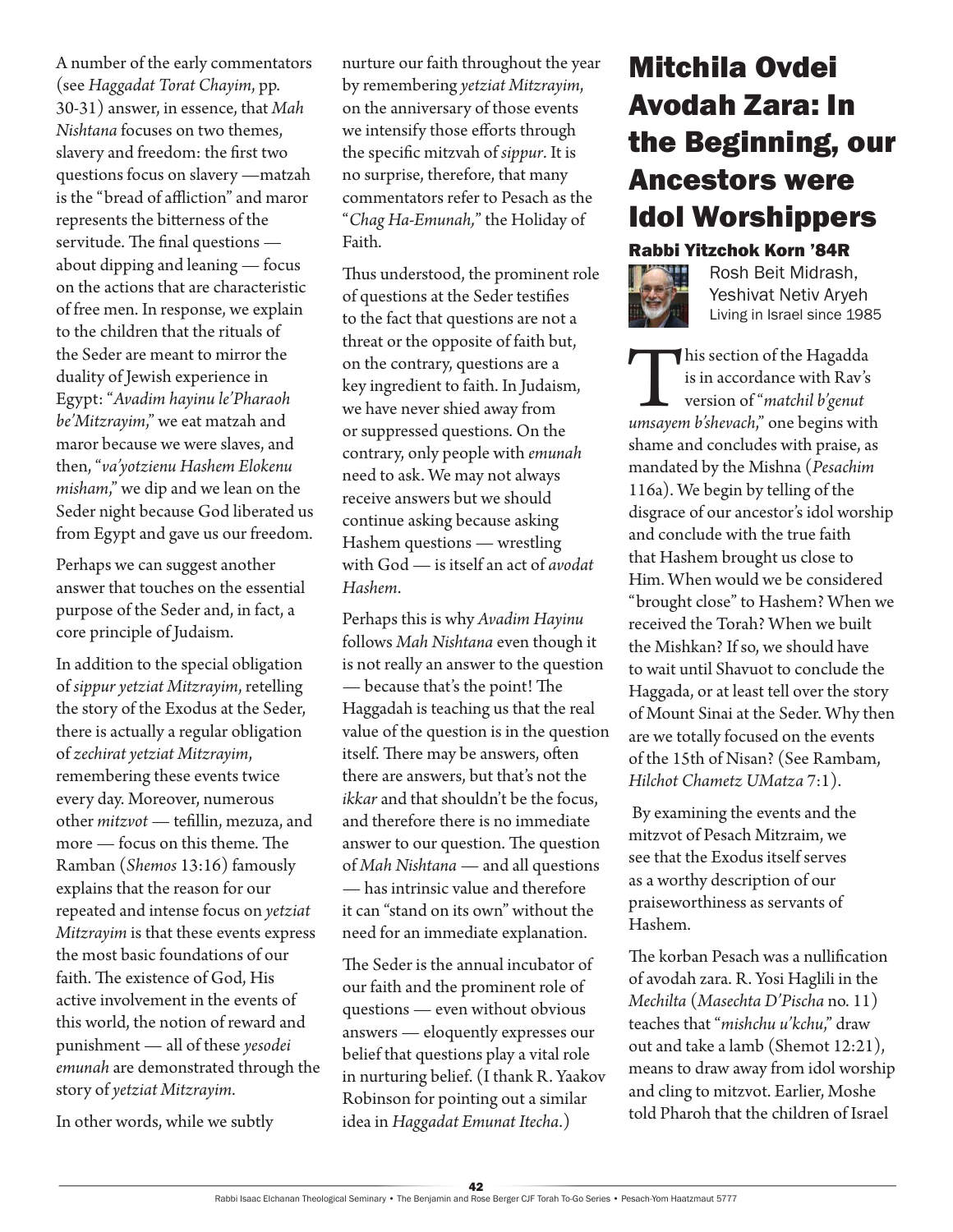A number of the early commentators (see *Haggadat Torat Chayim*, pp. 30-31) answer, in essence, that *Mah Nishtana* focuses on two themes, slavery and freedom: the first two questions focus on slavery —matzah is the "bread of affliction" and maror represents the bitterness of the servitude. The final questions — about dipping and leaning — focus on the actions that are characteristic of free men. In response, we explain to the children that the rituals of the Seder are meant to mirror the duality of Jewish experience in Egypt: "*Avadim hayinu le'Pharaoh be'Mitzrayim*," we eat matzah and maror because we were slaves, and then, "*va'yotzienu Hashem Elokenu misham*," we dip and we lean on the Seder night because God liberated us from Egypt and gave us our freedom.

Perhaps we can suggest another answer that touches on the essential purpose of the Seder and, in fact, a core principle of Judaism.

In addition to the special obligation of *sippur yetziat Mitzrayim*, retelling the story of the Exodus at the Seder, there is actually a regular obligation of *zechirat yetziat Mitzrayim*, remembering these events twice every day. Moreover, numerous other *mitzvot* — tefillin, mezuza, and more — focus on this theme. The Ramban (*Shemos* 13:16) famously explains that the reason for our repeated and intense focus on *yetziat Mitzrayim* is that these events express the most basic foundations of our faith. The existence of God, His active involvement in the events of this world, the notion of reward and punishment — all of these *yesodei emunah* are demonstrated through the story of *yetziat Mitzrayim*.

In other words, while we subtly nurture our faith throughout the year by remembering *yetziat Mitzrayim*, on the anniversary of those events we intensify those efforts through the specific mitzvah of *sippur*. It is no surprise, therefore, that many commentators refer to Pesach as the "*Chag Ha-Emunah*," the Holiday of Faith.

Thus understood, the prominent role of questions at the Seder testifies to the fact that questions are not a threat or the opposite of faith but, on the contrary, questions are a key ingredient to faith. In Judaism, we have never shied away from or suppressed questions. On the contrary, only people with *emunah* need to ask. We may not always receive answers but we should continue asking because asking Hashem questions — wrestling with God — is itself an act of *avodat Hashem*.

Perhaps this is why *Avadim Hayinu* follows *Mah Nishtana* even though it is not really an answer to the question — because that's the point! The Haggadah is teaching us that the real value of the question is in the question itself. There may be answers, often there are answers, but that's not the *ikkar* and that shouldn't be the focus, and therefore there is no immediate answer to our question. The question of *Mah Nishtana* — and all questions — has intrinsic value and therefore it can "stand on its own" without the need for an immediate explanation.

The Seder is the annual incubator of our faith and the prominent role of questions — even without obvious answers — eloquently expresses our belief that questions play a vital role in nurturing belief. (I thank R. Yaakov Robinson for pointing out a similar idea in *Haggadat Emunat Itecha*.)

# Mitchila Ovdei Avodah Zara: In the Beginning, our Ancestors were Idol Worshippers

**Rabbi Yitzchok Korn '84R**

Rosh Beit Midrash, Yeshivat Netiv Aryeh

Living in Israel since 1985

This section of the Hagadda is in accordance with Rav's version of "*matchil b'genut umsayem b'shevach*," one begins with shame and concludes with praise, as mandated by the Mishna (*Pesachim* 116a). We begin by telling of the disgrace of our ancestor's idol worship and conclude with the true faith that Hashem brought us close to Him. When would we be considered "brought close" to Hashem? When we received the Torah? When we built the Mishkan? If so, we should have to wait until Shavuot to conclude the Haggada, or at least tell over the story of Mount Sinai at the Seder. Why then are we totally focused on the events of the 15th of Nisan? (See Rambam, *Hilchot Chametz UMatza* 7:1).

By examining the events and the mitzvot of Pesach Mitzraim, we see that the Exodus itself serves as a worthy description of our praiseworthiness as servants of Hashem.

The korban Pesach was a nullification of avodah zara. R. Yosi Haglili in the *Mechilta* (*Masechta D'Pischa* no. 11) teaches that "*mishchu u'kchu*," draw out and take a lamb (Shemot 12:21), means to draw away from idol worship and cling to mitzvot. Earlier, Moshe told Pharoh that the children of Israel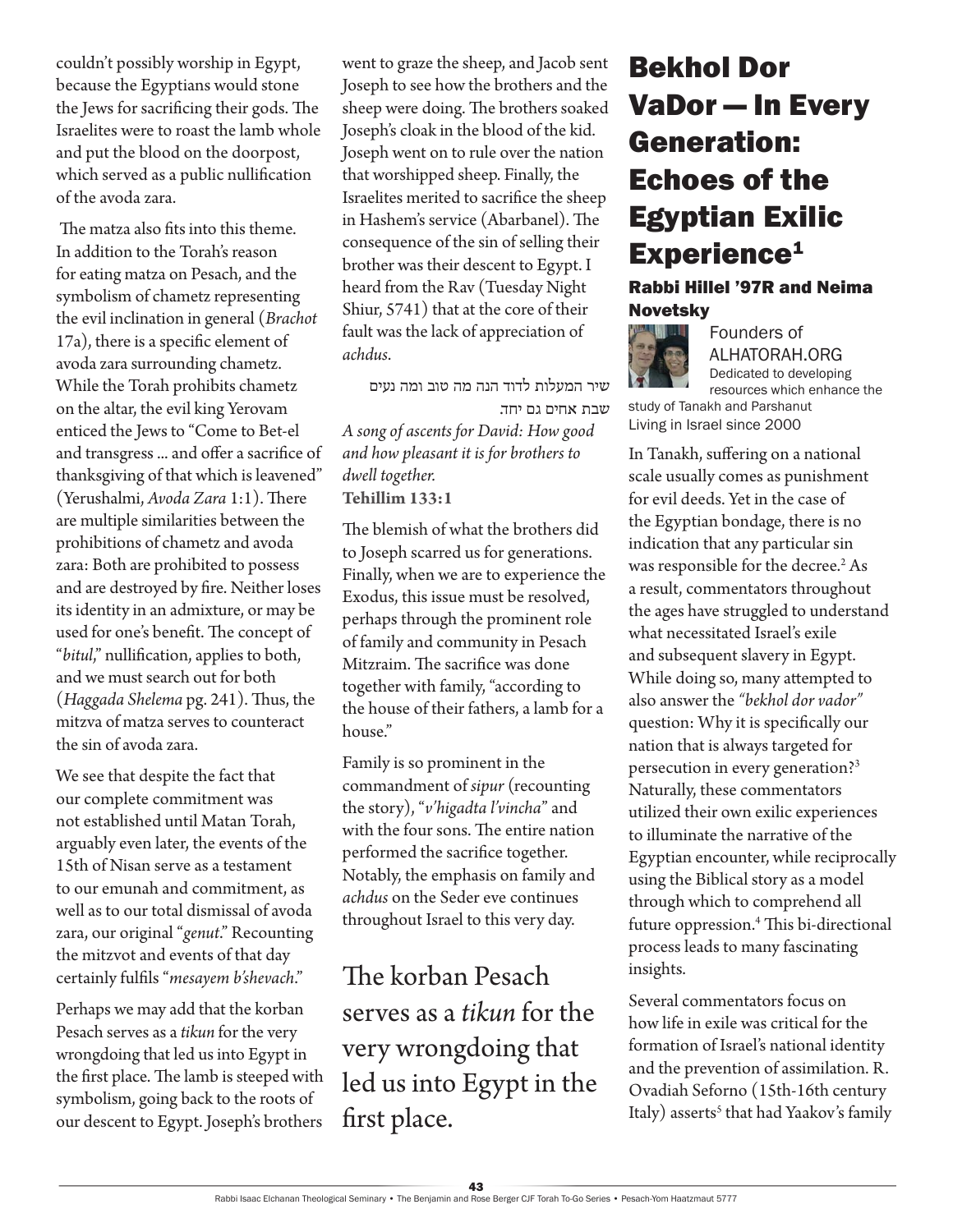couldn't possibly worship in Egypt, because the Egyptians would stone the Jews for sacrificing their gods. The Israelites were to roast the lamb whole and put the blood on the doorpost, which served as a public nullification of the avoda zara.

The matza also fits into this theme. In addition to the Torah's reason for eating matza on Pesach, and the symbolism of chametz representing the evil inclination in general (*Brachot* 17a), there is a specific element of avoda zara surrounding chametz. While the Torah prohibits chametz on the altar, the evil king Yerovam enticed the Jews to "Come to Bet-el and transgress ... and offer a sacrifice of thanksgiving of that which is leavened" (Yerushalmi, *Avoda Zara* 1:1). There are multiple similarities between the prohibitions of chametz and avoda zara: Both are prohibited to possess and are destroyed by fire. Neither loses its identity in an admixture, or may be used for one's benefit. The concept of "*bitul*," nullification, applies to both, and we must search out for both (*Haggada Shelema* pg. 241). Thus, the mitzva of matza serves to counteract the sin of avoda zara.

We see that despite the fact that our complete commitment was not established until Matan Torah, arguably even later, the events of the 15th of Nisan serve as a testament to our emunah and commitment, as well as to our total dismissal of avoda zara, our original "*genut*." Recounting the mitzvot and events of that day certainly fulfils "*mesayem b'shevach*."

Perhaps we may add that the korban Pesach serves as a *tikun* for the very wrongdoing that led us into Egypt in the first place. The lamb is steeped with symbolism, going back to the roots of our descent to Egypt. Joseph's brothers went to graze the sheep, and Jacob sent Joseph to see how the brothers and the sheep were doing. The brothers soaked Joseph's cloak in the blood of the kid. Joseph went on to rule over the nation that worshipped sheep. Finally, the Israelites merited to sacrifice the sheep in Hashem's service (Abarbanel). The consequence of the sin of selling their brother was their descent to Egypt. I heard from the Rav (Tuesday Night Shiur, 5741) that at the core of their fault was the lack of appreciation of *achdus*.

שיר המעלות לדוד הנה מה טוב ומה נעים שבת אחים גם יחד.

*A song of ascents for David: How good and how pleasant it is for brothers to dwell together.*
**Tehillim 133:1**

The blemish of what the brothers did to Joseph scarred us for generations. Finally, when we are to experience the Exodus, this issue must be resolved, perhaps through the prominent role of family and community in Pesach Mitzraim. The sacrifice was done together with family, "according to the house of their fathers, a lamb for a house."

Family is so prominent in the commandment of *sipur* (recounting the story), "*v'higadta l'vincha*" and with the four sons. The entire nation performed the sacrifice together. Notably, the emphasis on family and *achdus* on the Seder eve continues throughout Israel to this very day.

> The korban Pesach serves as a *tikun* for the very wrongdoing that led us into Egypt in the first place.

# Bekhol Dor VaDor — In Every Generation: Echoes of the Egyptian Exilic Experience[1]

### Rabbi Hillel '97R and Neima Novetsky

Founders of ALHATORAH.ORG
Dedicated to developing resources which enhance the study of Tanakh and Parshanut
Living in Israel since 2000

In Tanakh, suffering on a national scale usually comes as punishment for evil deeds. Yet in the case of the Egyptian bondage, there is no indication that any particular sin was responsible for the decree.[2] As a result, commentators throughout the ages have struggled to understand what necessitated Israel's exile and subsequent slavery in Egypt. While doing so, many attempted to also answer the *"bekhol dor vador"* question: Why it is specifically our nation that is always targeted for persecution in every generation?[3] Naturally, these commentators utilized their own exilic experiences to illuminate the narrative of the Egyptian encounter, while reciprocally using the Biblical story as a model through which to comprehend all future oppression.[4] This bi-directional process leads to many fascinating insights.

Several commentators focus on how life in exile was critical for the formation of Israel's national identity and the prevention of assimilation. R. Ovadiah Seforno (15th-16th century Italy) asserts[5] that had Yaakov's family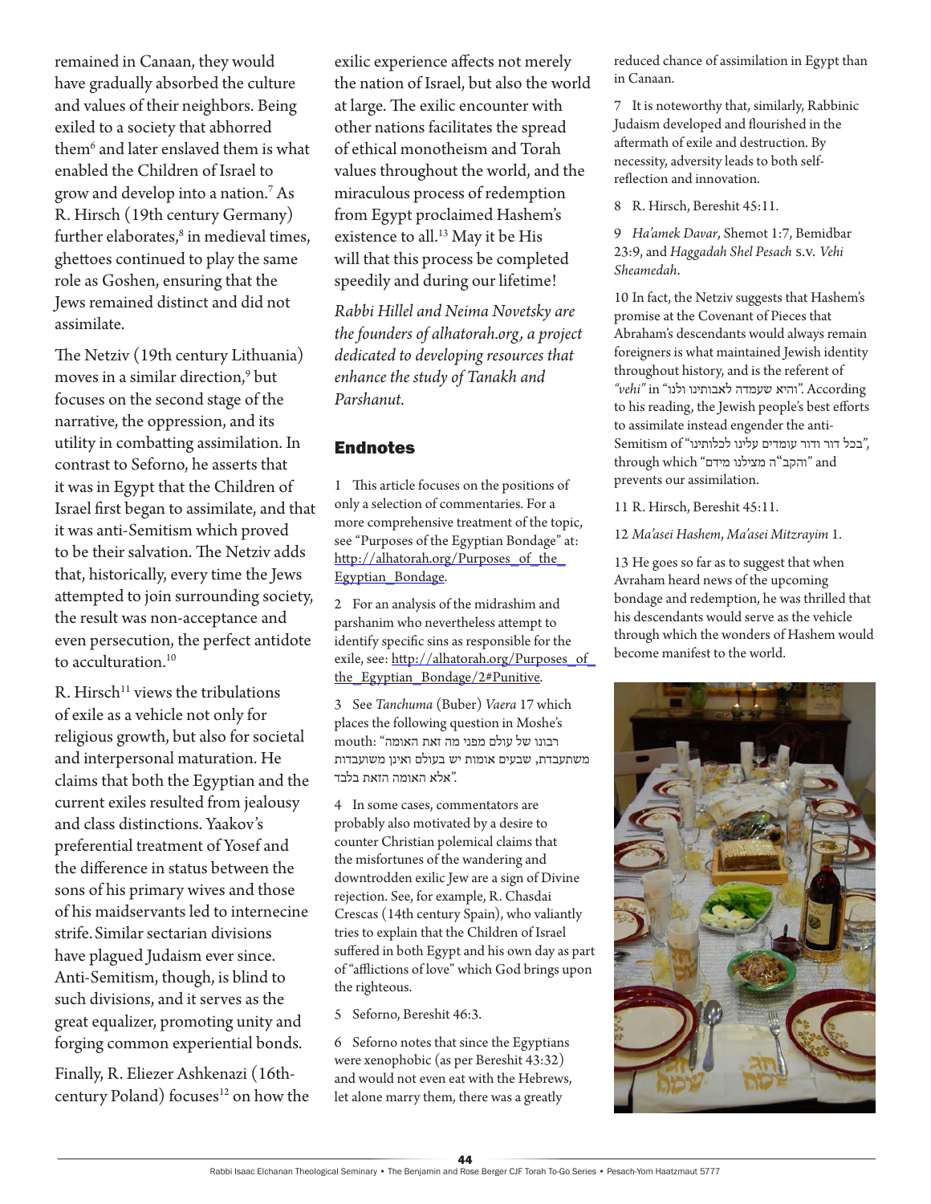remained in Canaan, they would have gradually absorbed the culture and values of their neighbors. Being exiled to a society that abhorred them[6] and later enslaved them is what enabled the Children of Israel to grow and develop into a nation.[7] As R. Hirsch (19th century Germany) further elaborates,[8] in medieval times, ghettoes continued to play the same role as Goshen, ensuring that the Jews remained distinct and did not assimilate.

The Netziv (19th century Lithuania) moves in a similar direction,[9] but focuses on the second stage of the narrative, the oppression, and its utility in combatting assimilation. In contrast to Seforno, he asserts that it was in Egypt that the Children of Israel first began to assimilate, and that it was anti-Semitism which proved to be their salvation. The Netziv adds that, historically, every time the Jews attempted to join surrounding society, the result was non-acceptance and even persecution, the perfect antidote to acculturation.[10]

R. Hirsch[11] views the tribulations of exile as a vehicle not only for religious growth, but also for societal and interpersonal maturation. He claims that both the Egyptian and the current exiles resulted from jealousy and class distinctions. Yaakov's preferential treatment of Yosef and the difference in status between the sons of his primary wives and those of his maidservants led to internecine strife. Similar sectarian divisions have plagued Judaism ever since. Anti-Semitism, though, is blind to such divisions, and it serves as the great equalizer, promoting unity and forging common experiential bonds.

Finally, R. Eliezer Ashkenazi (16th-century Poland) focuses[12] on how the exilic experience affects not merely the nation of Israel, but also the world at large. The exilic encounter with other nations facilitates the spread of ethical monotheism and Torah values throughout the world, and the miraculous process of redemption from Egypt proclaimed Hashem's existence to all.[13] May it be His will that this process be completed speedily and during our lifetime!

*Rabbi Hillel and Neima Novetsky are the founders of alhatorah.org, a project dedicated to developing resources that enhance the study of Tanakh and Parshanut.*

## Endnotes

1 This article focuses on the positions of only a selection of commentaries. For a more comprehensive treatment of the topic, see "Purposes of the Egyptian Bondage" at: http://alhatorah.org/Purposes_of_the_Egyptian_Bondage.

2 For an analysis of the midrashim and parshanim who nevertheless attempt to identify specific sins as responsible for the exile, see: http://alhatorah.org/Purposes_of_the_Egyptian_Bondage/2#Punitive.

3 See *Tanchuma* (Buber) *Vaera* 17 which places the following question in Moshe's mouth: "רבונו של עולם מפני מה זאת האומה משתעבדת, שבעים אומות יש בעולם ואינן משועבדות אלא האומה הזאת בלבד".

4 In some cases, commentators are probably also motivated by a desire to counter Christian polemical claims that the misfortunes of the wandering and downtrodden exilic Jew are a sign of Divine rejection. See, for example, R. Chasdai Crescas (14th century Spain), who valiantly tries to explain that the Children of Israel suffered in both Egypt and his own day as part of "afflictions of love" which God brings upon the righteous.

5 Seforno, Bereshit 46:3.

6 Seforno notes that since the Egyptians were xenophobic (as per Bereshit 43:32) and would not even eat with the Hebrews, let alone marry them, there was a greatly reduced chance of assimilation in Egypt than in Canaan.

7 It is noteworthy that, similarly, Rabbinic Judaism developed and flourished in the aftermath of exile and destruction. By necessity, adversity leads to both self-reflection and innovation.

8 R. Hirsch, Bereshit 45:11.

9 *Ha'amek Davar*, Shemot 1:7, Bemidbar 23:9, and *Haggadah Shel Pesach* s.v. *Vehi Sheamedah*.

10 In fact, the Netziv suggests that Hashem's promise at the Covenant of Pieces that Abraham's descendants would always remain foreigners is what maintained Jewish identity throughout history, and is the referent of *"vehi"* in "והיא שעמדה לאבותינו ולנו". According to his reading, the Jewish people's best efforts to assimilate instead engender the anti-Semitism of "בכל דור ודור עומדים עלינו לכלותינו", through which "והקב"ה מצילנו מידם" and prevents our assimilation.

11 R. Hirsch, Bereshit 45:11.

12 *Ma'asei Hashem*, *Ma'asei Mitzrayim* 1.

13 He goes so far as to suggest that when Avraham heard news of the upcoming bondage and redemption, he was thrilled that his descendants would serve as the vehicle through which the wonders of Hashem would become manifest to the world.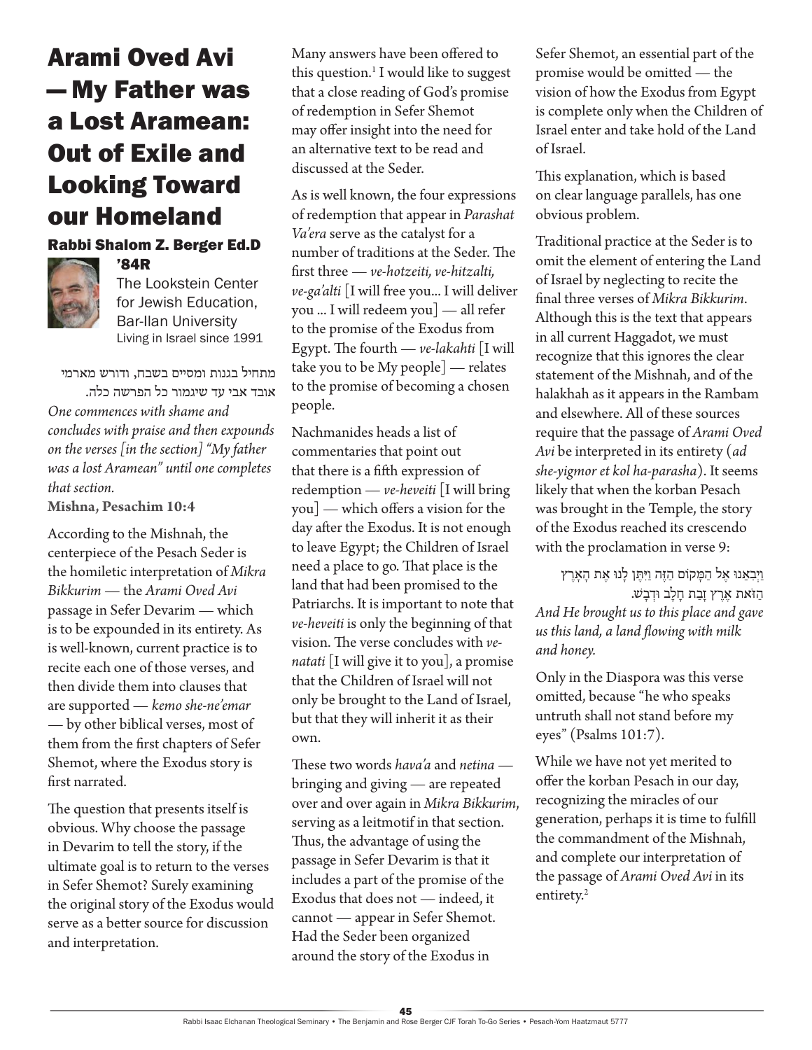# Arami Oved Avi — My Father was a Lost Aramean: Out of Exile and Looking Toward our Homeland

### Rabbi Shalom Z. Berger Ed.D '84R

The Lookstein Center for Jewish Education, Bar-Ilan University

Living in Israel since 1991

מתחיל בגנות ומסיים בשבח, ודורש מארמי אובד אבי עד שיגמור כל הפרשה כלה.

*One commences with shame and concludes with praise and then expounds on the verses [in the section] "My father was a lost Aramean" until one completes that section.*

**Mishna, Pesachim 10:4**

According to the Mishnah, the centerpiece of the Pesach Seder is the homiletic interpretation of *Mikra Bikkurim* — the *Arami Oved Avi* passage in Sefer Devarim — which is to be expounded in its entirety. As is well-known, current practice is to recite each one of those verses, and then divide them into clauses that are supported — *kemo she-ne'emar* — by other biblical verses, most of them from the first chapters of Sefer Shemot, where the Exodus story is first narrated.

The question that presents itself is obvious. Why choose the passage in Devarim to tell the story, if the ultimate goal is to return to the verses in Sefer Shemot? Surely examining the original story of the Exodus would serve as a better source for discussion and interpretation.

Many answers have been offered to this question.[1] I would like to suggest that a close reading of God's promise of redemption in Sefer Shemot may offer insight into the need for an alternative text to be read and discussed at the Seder.

As is well known, the four expressions of redemption that appear in *Parashat Va'era* serve as the catalyst for a number of traditions at the Seder. The first three — *ve-hotzeiti, ve-hitzalti, ve-ga'alti* [I will free you... I will deliver you ... I will redeem you] — all refer to the promise of the Exodus from Egypt. The fourth — *ve-lakahti* [I will take you to be My people] — relates to the promise of becoming a chosen people.

Nachmanides heads a list of commentaries that point out that there is a fifth expression of redemption — *ve-heveiti* [I will bring you] — which offers a vision for the day after the Exodus. It is not enough to leave Egypt; the Children of Israel need a place to go. That place is the land that had been promised to the Patriarchs. It is important to note that *ve-heveiti* is only the beginning of that vision. The verse concludes with *ve-natati* [I will give it to you], a promise that the Children of Israel will not only be brought to the Land of Israel, but that they will inherit it as their own.

These two words *hava'a* and *netina* — bringing and giving — are repeated over and over again in *Mikra Bikkurim*, serving as a leitmotif in that section. Thus, the advantage of using the passage in Sefer Devarim is that it includes a part of the promise of the Exodus that does not — indeed, it cannot — appear in Sefer Shemot. Had the Seder been organized around the story of the Exodus in Sefer Shemot, an essential part of the promise would be omitted — the vision of how the Exodus from Egypt is complete only when the Children of Israel enter and take hold of the Land of Israel.

This explanation, which is based on clear language parallels, has one obvious problem.

Traditional practice at the Seder is to omit the element of entering the Land of Israel by neglecting to recite the final three verses of *Mikra Bikkurim*. Although this is the text that appears in all current Haggadot, we must recognize that this ignores the clear statement of the Mishnah, and of the halakhah as it appears in the Rambam and elsewhere. All of these sources require that the passage of *Arami Oved Avi* be interpreted in its entirety (*ad she-yigmor et kol ha-parasha*). It seems likely that when the korban Pesach was brought in the Temple, the story of the Exodus reached its crescendo with the proclamation in verse 9:

וַיְבִאֵנוּ אֶל הַמָּקוֹם הַזֶּה וַיִּתֶּן לָנוּ אֶת הָאָרֶץ הַזֹּאת אֶרֶץ זָבַת חָלָב וּדְבָשׁ.

*And He brought us to this place and gave us this land, a land flowing with milk and honey.*

Only in the Diaspora was this verse omitted, because "he who speaks untruth shall not stand before my eyes" (Psalms 101:7).

While we have not yet merited to offer the korban Pesach in our day, recognizing the miracles of our generation, perhaps it is time to fulfill the commandment of the Mishnah, and complete our interpretation of the passage of *Arami Oved Avi* in its entirety.[2]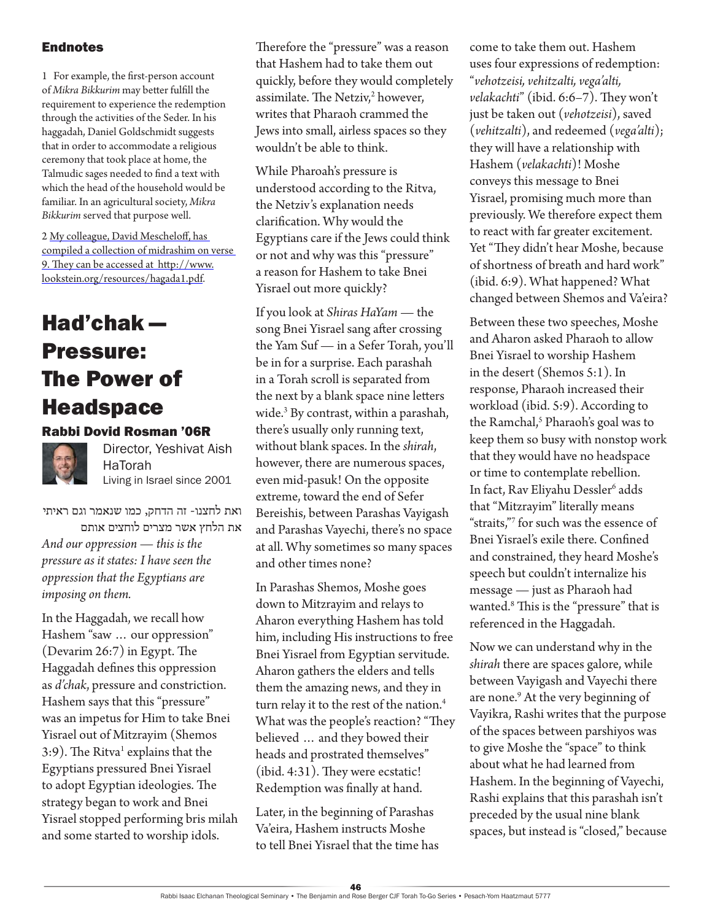## Endnotes

1 For example, the first-person account of *Mikra Bikkurim* may better fulfill the requirement to experience the redemption through the activities of the Seder. In his haggadah, Daniel Goldschmidt suggests that in order to accommodate a religious ceremony that took place at home, the Talmudic sages needed to find a text with which the head of the household would be familiar. In an agricultural society, *Mikra Bikkurim* served that purpose well.

2 My colleague, David Mescheloff, has compiled a collection of midrashim on verse 9. They can be accessed at http://www.lookstein.org/resources/hagada1.pdf.

# Had'chak — Pressure: The Power of Headspace

### Rabbi Dovid Rosman '06R

Director, Yeshivat Aish HaTorah
Living in Israel since 2001

ואת לחצנו- זה הדחק, כמו שנאמר וגם ראיתי את הלחץ אשר מצרים לוחצים אותם

*And our oppression — this is the pressure as it states: I have seen the oppression that the Egyptians are imposing on them.*

In the Haggadah, we recall how Hashem "saw … our oppression" (Devarim 26:7) in Egypt. The Haggadah defines this oppression as *d'chak*, pressure and constriction. Hashem says that this "pressure" was an impetus for Him to take Bnei Yisrael out of Mitzrayim (Shemos 3:9). The Ritva[1] explains that the Egyptians pressured Bnei Yisrael to adopt Egyptian ideologies. The strategy began to work and Bnei Yisrael stopped performing bris milah and some started to worship idols.

Therefore the "pressure" was a reason that Hashem had to take them out quickly, before they would completely assimilate. The Netziv,[2] however, writes that Pharaoh crammed the Jews into small, airless spaces so they wouldn't be able to think.

While Pharoah's pressure is understood according to the Ritva, the Netziv's explanation needs clarification. Why would the Egyptians care if the Jews could think or not and why was this "pressure" a reason for Hashem to take Bnei Yisrael out more quickly?

If you look at *Shiras HaYam* — the song Bnei Yisrael sang after crossing the Yam Suf — in a Sefer Torah, you'll be in for a surprise. Each parashah in a Torah scroll is separated from the next by a blank space nine letters wide.[3] By contrast, within a parashah, there's usually only running text, without blank spaces. In the *shirah*, however, there are numerous spaces, even mid-pasuk! On the opposite extreme, toward the end of Sefer Bereishis, between Parashas Vayigash and Parashas Vayechi, there's no space at all. Why sometimes so many spaces and other times none?

In Parashas Shemos, Moshe goes down to Mitzrayim and relays to Aharon everything Hashem has told him, including His instructions to free Bnei Yisrael from Egyptian servitude. Aharon gathers the elders and tells them the amazing news, and they in turn relay it to the rest of the nation.[4] What was the people's reaction? "They believed … and they bowed their heads and prostrated themselves" (ibid. 4:31). They were ecstatic! Redemption was finally at hand.

Later, in the beginning of Parashas Va'eira, Hashem instructs Moshe to tell Bnei Yisrael that the time has come to take them out. Hashem uses four expressions of redemption: "*vehotzeisi, vehitzalti, vega'alti, velakachti*" (ibid. 6:6–7). They won't just be taken out (*vehotzeisi*), saved (*vehitzalti*), and redeemed (*vega'alti*); they will have a relationship with Hashem (*velakachti*)! Moshe conveys this message to Bnei Yisrael, promising much more than previously. We therefore expect them to react with far greater excitement. Yet "They didn't hear Moshe, because of shortness of breath and hard work" (ibid. 6:9). What happened? What changed between Shemos and Va'eira?

Between these two speeches, Moshe and Aharon asked Pharaoh to allow Bnei Yisrael to worship Hashem in the desert (Shemos 5:1). In response, Pharaoh increased their workload (ibid. 5:9). According to the Ramchal,[5] Pharaoh's goal was to keep them so busy with nonstop work that they would have no headspace or time to contemplate rebellion. In fact, Rav Eliyahu Dessler[6] adds that "Mitzrayim" literally means "straits,"[7] for such was the essence of Bnei Yisrael's exile there. Confined and constrained, they heard Moshe's speech but couldn't internalize his message — just as Pharaoh had wanted.[8] This is the "pressure" that is referenced in the Haggadah.

Now we can understand why in the *shirah* there are spaces galore, while between Vayigash and Vayechi there are none.[9] At the very beginning of Vayikra, Rashi writes that the purpose of the spaces between parshiyos was to give Moshe the "space" to think about what he had learned from Hashem. In the beginning of Vayechi, Rashi explains that this parashah isn't preceded by the usual nine blank spaces, but instead is "closed," because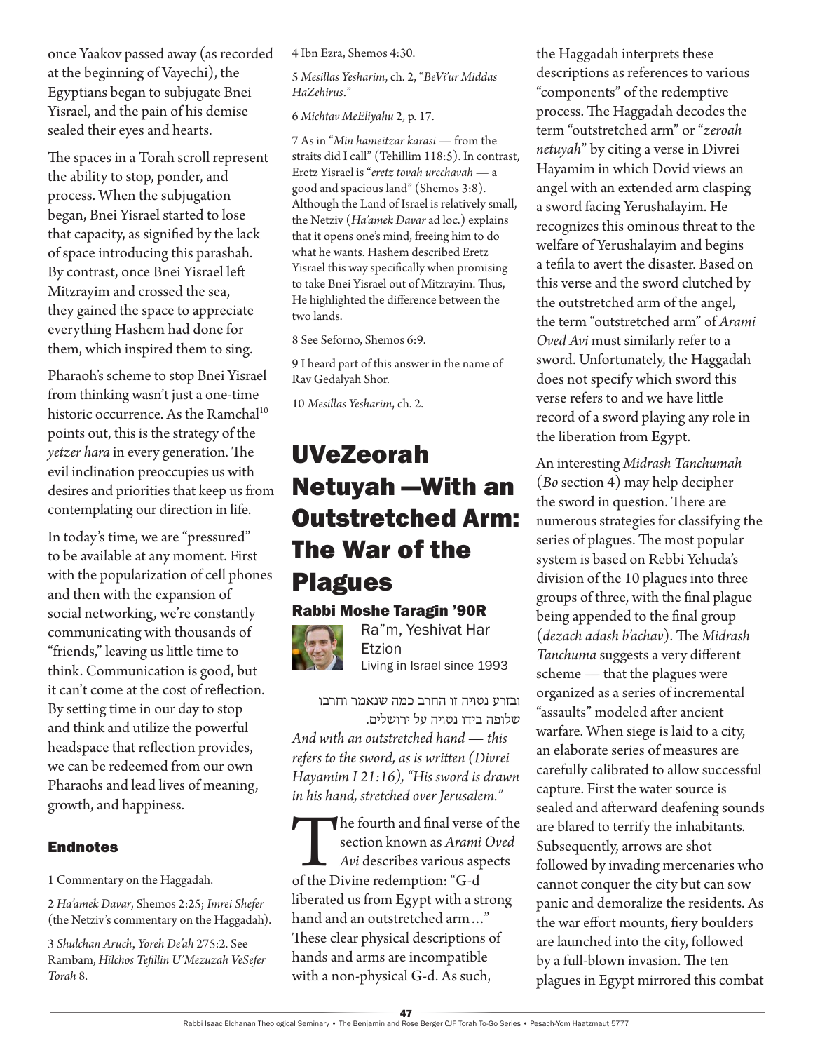once Yaakov passed away (as recorded at the beginning of Vayechi), the Egyptians began to subjugate Bnei Yisrael, and the pain of his demise sealed their eyes and hearts.

The spaces in a Torah scroll represent the ability to stop, ponder, and process. When the subjugation began, Bnei Yisrael started to lose that capacity, as signified by the lack of space introducing this parashah. By contrast, once Bnei Yisrael left Mitzrayim and crossed the sea, they gained the space to appreciate everything Hashem had done for them, which inspired them to sing.

Pharaoh's scheme to stop Bnei Yisrael from thinking wasn't just a one-time historic occurrence. As the Ramchal[10] points out, this is the strategy of the *yetzer hara* in every generation. The evil inclination preoccupies us with desires and priorities that keep us from contemplating our direction in life.

In today's time, we are "pressured" to be available at any moment. First with the popularization of cell phones and then with the expansion of social networking, we're constantly communicating with thousands of "friends," leaving us little time to think. Communication is good, but it can't come at the cost of reflection. By setting time in our day to stop and think and utilize the powerful headspace that reflection provides, we can be redeemed from our own Pharaohs and lead lives of meaning, growth, and happiness.

### Endnotes

1 Commentary on the Haggadah.

2 *Ha'amek Davar*, Shemos 2:25; *Imrei Shefer* (the Netziv's commentary on the Haggadah).

3 *Shulchan Aruch*, *Yoreh De'ah* 275:2. See Rambam, *Hilchos Tefillin U'Mezuzah VeSefer Torah* 8.

4 Ibn Ezra, Shemos 4:30.

5 *Mesillas Yesharim*, ch. 2, "*BeVi'ur Middas HaZehirus*."

6 *Michtav MeEliyahu* 2, p. 17.

7 As in "*Min hameitzar karasi* — from the straits did I call" (Tehillim 118:5). In contrast, Eretz Yisrael is "*eretz tovah urechavah* — a good and spacious land" (Shemos 3:8). Although the Land of Israel is relatively small, the Netziv (*Ha'amek Davar* ad loc.) explains that it opens one's mind, freeing him to do what he wants. Hashem described Eretz Yisrael this way specifically when promising to take Bnei Yisrael out of Mitzrayim. Thus, He highlighted the difference between the two lands.

8 See Seforno, Shemos 6:9.

9 I heard part of this answer in the name of Rav Gedalyah Shor.

10 *Mesillas Yesharim*, ch. 2.

# UVeZeorah Netuyah —With an Outstretched Arm: The War of the Plagues

**Rabbi Moshe Taragin '90R**

Ra"m, Yeshivat Har Etzion
Living in Israel since 1993

ובזרע נטויה זו החרב כמה שנאמר וחרבו שלופה בידו נטויה על ירושלים.

*And with an outstretched hand — this refers to the sword, as is written (Divrei Hayamim I 21:16), "His sword is drawn in his hand, stretched over Jerusalem."*

The fourth and final verse of the section known as *Arami Oved Avi* describes various aspects of the Divine redemption: "G-d liberated us from Egypt with a strong hand and an outstretched arm…" These clear physical descriptions of hands and arms are incompatible with a non-physical G-d. As such, the Haggadah interprets these descriptions as references to various "components" of the redemptive process. The Haggadah decodes the term "outstretched arm" or "*zeroah netuyah*" by citing a verse in Divrei Hayamim in which Dovid views an angel with an extended arm clasping a sword facing Yerushalayim. He recognizes this ominous threat to the welfare of Yerushalayim and begins a tefila to avert the disaster. Based on this verse and the sword clutched by the outstretched arm of the angel, the term "outstretched arm" of *Arami Oved Avi* must similarly refer to a sword. Unfortunately, the Haggadah does not specify which sword this verse refers to and we have little record of a sword playing any role in the liberation from Egypt.

An interesting *Midrash Tanchumah* (*Bo* section 4) may help decipher the sword in question. There are numerous strategies for classifying the series of plagues. The most popular system is based on Rebbi Yehuda's division of the 10 plagues into three groups of three, with the final plague being appended to the final group (*dezach adash b'achav*). The *Midrash Tanchuma* suggests a very different scheme — that the plagues were organized as a series of incremental "assaults" modeled after ancient warfare. When siege is laid to a city, an elaborate series of measures are carefully calibrated to allow successful capture. First the water source is sealed and afterward deafening sounds are blared to terrify the inhabitants. Subsequently, arrows are shot followed by invading mercenaries who cannot conquer the city but can sow panic and demoralize the residents. As the war effort mounts, fiery boulders are launched into the city, followed by a full-blown invasion. The ten plagues in Egypt mirrored this combat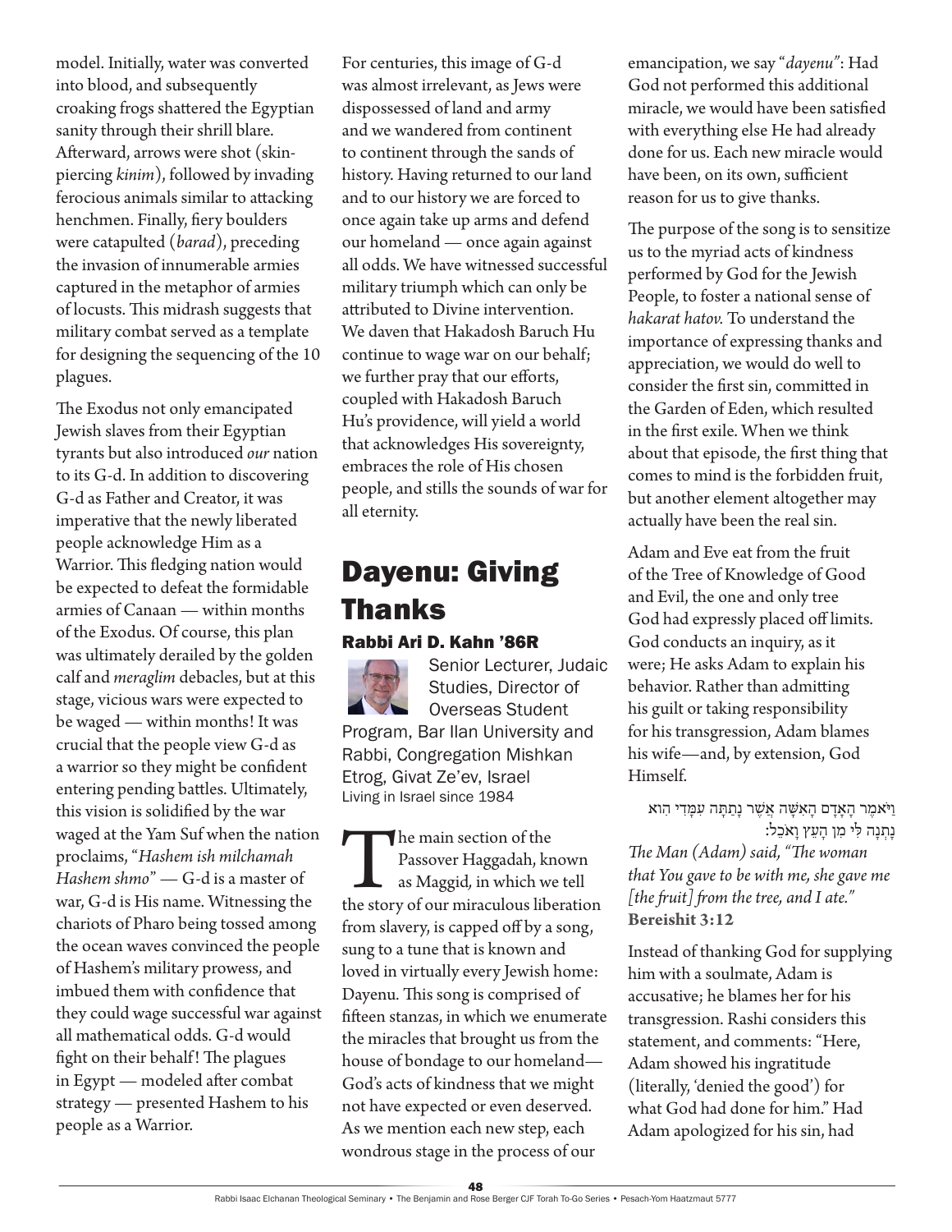model. Initially, water was converted into blood, and subsequently croaking frogs shattered the Egyptian sanity through their shrill blare. Afterward, arrows were shot (skin-piercing *kinim*), followed by invading ferocious animals similar to attacking henchmen. Finally, fiery boulders were catapulted (*barad*), preceding the invasion of innumerable armies captured in the metaphor of armies of locusts. This midrash suggests that military combat served as a template for designing the sequencing of the 10 plagues.

The Exodus not only emancipated Jewish slaves from their Egyptian tyrants but also introduced *our* nation to its G-d. In addition to discovering G-d as Father and Creator, it was imperative that the newly liberated people acknowledge Him as a Warrior. This fledging nation would be expected to defeat the formidable armies of Canaan — within months of the Exodus. Of course, this plan was ultimately derailed by the golden calf and *meraglim* debacles, but at this stage, vicious wars were expected to be waged — within months! It was crucial that the people view G-d as a warrior so they might be confident entering pending battles. Ultimately, this vision is solidified by the war waged at the Yam Suf when the nation proclaims, "*Hashem ish milchamah Hashem shmo*" — G-d is a master of war, G-d is His name. Witnessing the chariots of Pharo being tossed among the ocean waves convinced the people of Hashem's military prowess, and imbued them with confidence that they could wage successful war against all mathematical odds. G-d would fight on their behalf! The plagues in Egypt — modeled after combat strategy — presented Hashem to his people as a Warrior.

For centuries, this image of G-d was almost irrelevant, as Jews were dispossessed of land and army and we wandered from continent to continent through the sands of history. Having returned to our land and to our history we are forced to once again take up arms and defend our homeland — once again against all odds. We have witnessed successful military triumph which can only be attributed to Divine intervention. We daven that Hakadosh Baruch Hu continue to wage war on our behalf; we further pray that our efforts, coupled with Hakadosh Baruch Hu's providence, will yield a world that acknowledges His sovereignty, embraces the role of His chosen people, and stills the sounds of war for all eternity.

# Dayenu: Giving Thanks

### Rabbi Ari D. Kahn '86R

Senior Lecturer, Judaic Studies, Director of Overseas Student Program, Bar Ilan University and Rabbi, Congregation Mishkan Etrog, Givat Ze'ev, Israel
Living in Israel since 1984

The main section of the Passover Haggadah, known as Maggid*,* in which we tell the story of our miraculous liberation from slavery, is capped off by a song, sung to a tune that is known and loved in virtually every Jewish home: Dayenu*.* This song is comprised of fifteen stanzas, in which we enumerate the miracles that brought us from the house of bondage to our homeland— God's acts of kindness that we might not have expected or even deserved. As we mention each new step, each wondrous stage in the process of our emancipation, we say "*dayenu*": Had God not performed this additional miracle, we would have been satisfied with everything else He had already done for us. Each new miracle would have been, on its own, sufficient reason for us to give thanks.

The purpose of the song is to sensitize us to the myriad acts of kindness performed by God for the Jewish People, to foster a national sense of *hakarat hatov.* To understand the importance of expressing thanks and appreciation, we would do well to consider the first sin, committed in the Garden of Eden, which resulted in the first exile. When we think about that episode, the first thing that comes to mind is the forbidden fruit, but another element altogether may actually have been the real sin.

Adam and Eve eat from the fruit of the Tree of Knowledge of Good and Evil, the one and only tree God had expressly placed off limits. God conducts an inquiry, as it were; He asks Adam to explain his behavior. Rather than admitting his guilt or taking responsibility for his transgression, Adam blames his wife—and, by extension, God Himself.

וַיֹּאמֶר הָאָדָם הָאִשָּׁה אֲשֶׁר נָתַתָּה עִמָּדִי הִוא נָתְנָה לִּי מִן הָעֵץ וָאֹכֵל:

*The Man (Adam) said, "The woman that You gave to be with me, she gave me [the fruit] from the tree, and I ate."*
**Bereishit 3:12**

Instead of thanking God for supplying him with a soulmate, Adam is accusative; he blames her for his transgression. Rashi considers this statement, and comments: "Here, Adam showed his ingratitude (literally, 'denied the good') for what God had done for him." Had Adam apologized for his sin, had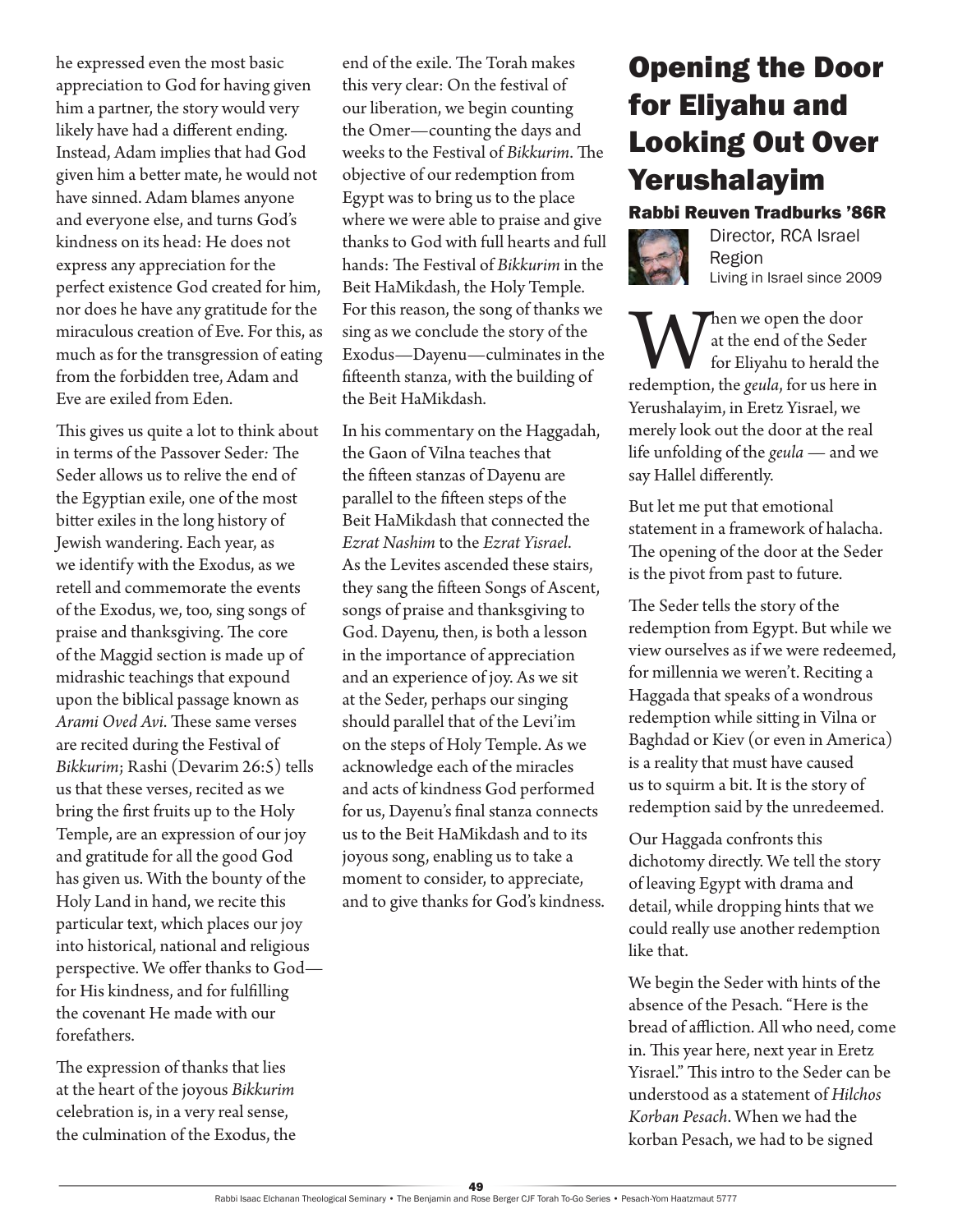he expressed even the most basic appreciation to God for having given him a partner, the story would very likely have had a different ending. Instead, Adam implies that had God given him a better mate, he would not have sinned. Adam blames anyone and everyone else, and turns God's kindness on its head: He does not express any appreciation for the perfect existence God created for him, nor does he have any gratitude for the miraculous creation of Eve. For this, as much as for the transgression of eating from the forbidden tree, Adam and Eve are exiled from Eden.

This gives us quite a lot to think about in terms of the Passover Seder*:* The Seder allows us to relive the end of the Egyptian exile, one of the most bitter exiles in the long history of Jewish wandering. Each year, as we identify with the Exodus, as we retell and commemorate the events of the Exodus, we, too, sing songs of praise and thanksgiving. The core of the Maggid section is made up of midrashic teachings that expound upon the biblical passage known as *Arami Oved Avi*. These same verses are recited during the Festival of *Bikkurim*; Rashi (Devarim 26:5) tells us that these verses, recited as we bring the first fruits up to the Holy Temple, are an expression of our joy and gratitude for all the good God has given us. With the bounty of the Holy Land in hand, we recite this particular text, which places our joy into historical, national and religious perspective. We offer thanks to God—for His kindness, and for fulfilling the covenant He made with our forefathers.

The expression of thanks that lies at the heart of the joyous *Bikkurim* celebration is, in a very real sense, the culmination of the Exodus, the end of the exile. The Torah makes this very clear: On the festival of our liberation, we begin counting the Omer—counting the days and weeks to the Festival of *Bikkurim*. The objective of our redemption from Egypt was to bring us to the place where we were able to praise and give thanks to God with full hearts and full hands: The Festival of *Bikkurim* in the Beit HaMikdash, the Holy Temple. For this reason, the song of thanks we sing as we conclude the story of the Exodus—Dayenu—culminates in the fifteenth stanza, with the building of the Beit HaMikdash.

In his commentary on the Haggadah, the Gaon of Vilna teaches that the fifteen stanzas of Dayenu are parallel to the fifteen steps of the Beit HaMikdash that connected the *Ezrat Nashim* to the *Ezrat Yisrael*. As the Levites ascended these stairs, they sang the fifteen Songs of Ascent, songs of praise and thanksgiving to God. Dayenu, then, is both a lesson in the importance of appreciation and an experience of joy. As we sit at the Seder, perhaps our singing should parallel that of the Levi'im on the steps of Holy Temple. As we acknowledge each of the miracles and acts of kindness God performed for us, Dayenu's final stanza connects us to the Beit HaMikdash and to its joyous song, enabling us to take a moment to consider, to appreciate, and to give thanks for God's kindness.

# Opening the Door for Eliyahu and Looking Out Over Yerushalayim

### Rabbi Reuven Tradburks '86R

Director, RCA Israel Region
Living in Israel since 2009

When we open the door at the end of the Seder for Eliyahu to herald the redemption, the *geula*, for us here in Yerushalayim, in Eretz Yisrael, we merely look out the door at the real life unfolding of the *geula* — and we say Hallel differently.

But let me put that emotional statement in a framework of halacha. The opening of the door at the Seder is the pivot from past to future.

The Seder tells the story of the redemption from Egypt. But while we view ourselves as if we were redeemed, for millennia we weren't. Reciting a Haggada that speaks of a wondrous redemption while sitting in Vilna or Baghdad or Kiev (or even in America) is a reality that must have caused us to squirm a bit. It is the story of redemption said by the unredeemed.

Our Haggada confronts this dichotomy directly. We tell the story of leaving Egypt with drama and detail, while dropping hints that we could really use another redemption like that.

We begin the Seder with hints of the absence of the Pesach. "Here is the bread of affliction. All who need, come in. This year here, next year in Eretz Yisrael." This intro to the Seder can be understood as a statement of *Hilchos Korban Pesach*. When we had the korban Pesach, we had to be signed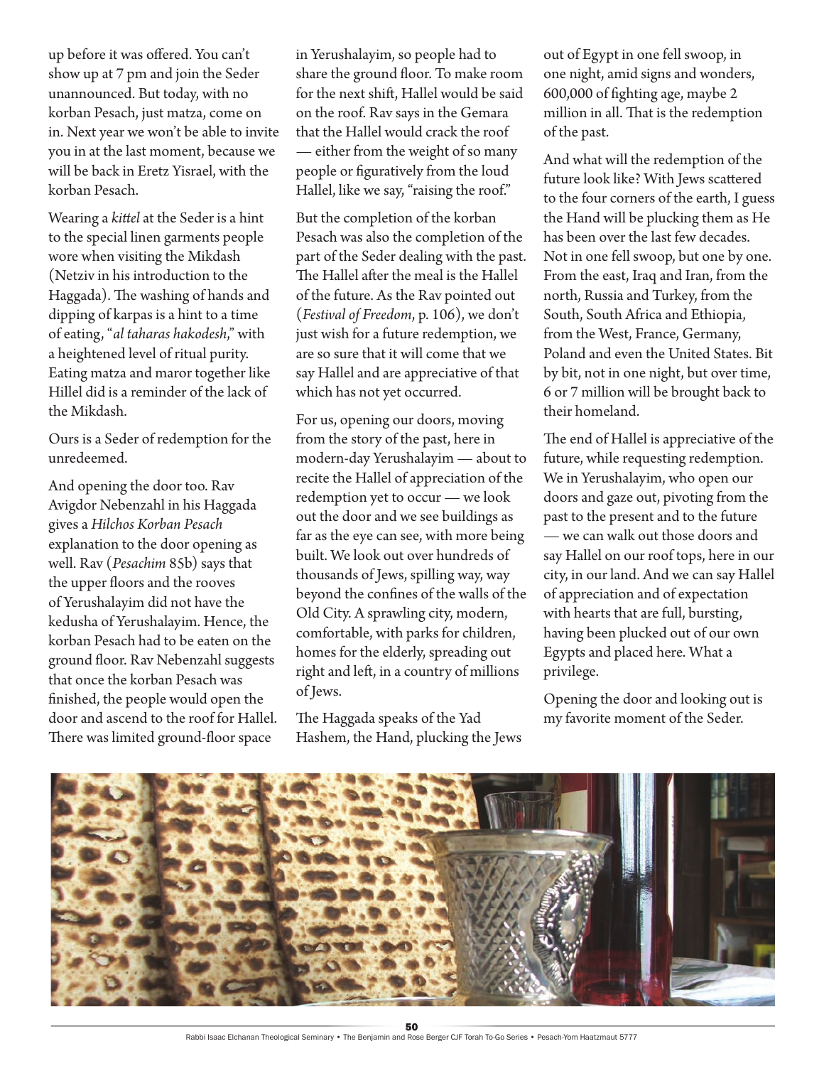up before it was offered. You can't show up at 7 pm and join the Seder unannounced. But today, with no korban Pesach, just matza, come on in. Next year we won't be able to invite you in at the last moment, because we will be back in Eretz Yisrael, with the korban Pesach.

Wearing a *kittel* at the Seder is a hint to the special linen garments people wore when visiting the Mikdash (Netziv in his introduction to the Haggada). The washing of hands and dipping of karpas is a hint to a time of eating, "*al taharas hakodesh*," with a heightened level of ritual purity. Eating matza and maror together like Hillel did is a reminder of the lack of the Mikdash.

Ours is a Seder of redemption for the unredeemed.

And opening the door too. Rav Avigdor Nebenzahl in his Haggada gives a *Hilchos Korban Pesach* explanation to the door opening as well. Rav (*Pesachim* 85b) says that the upper floors and the rooves of Yerushalayim did not have the kedusha of Yerushalayim. Hence, the korban Pesach had to be eaten on the ground floor. Rav Nebenzahl suggests that once the korban Pesach was finished, the people would open the door and ascend to the roof for Hallel. There was limited ground-floor space in Yerushalayim, so people had to share the ground floor. To make room for the next shift, Hallel would be said on the roof. Rav says in the Gemara that the Hallel would crack the roof — either from the weight of so many people or figuratively from the loud Hallel, like we say, "raising the roof."

But the completion of the korban Pesach was also the completion of the part of the Seder dealing with the past. The Hallel after the meal is the Hallel of the future. As the Rav pointed out (*Festival of Freedom*, p. 106), we don't just wish for a future redemption, we are so sure that it will come that we say Hallel and are appreciative of that which has not yet occurred.

For us, opening our doors, moving from the story of the past, here in modern-day Yerushalayim — about to recite the Hallel of appreciation of the redemption yet to occur — we look out the door and we see buildings as far as the eye can see, with more being built. We look out over hundreds of thousands of Jews, spilling way, way beyond the confines of the walls of the Old City. A sprawling city, modern, comfortable, with parks for children, homes for the elderly, spreading out right and left, in a country of millions of Jews.

The Haggada speaks of the Yad Hashem, the Hand, plucking the Jews out of Egypt in one fell swoop, in one night, amid signs and wonders, 600,000 of fighting age, maybe 2 million in all. That is the redemption of the past.

And what will the redemption of the future look like? With Jews scattered to the four corners of the earth, I guess the Hand will be plucking them as He has been over the last few decades. Not in one fell swoop, but one by one. From the east, Iraq and Iran, from the north, Russia and Turkey, from the South, South Africa and Ethiopia, from the West, France, Germany, Poland and even the United States. Bit by bit, not in one night, but over time, 6 or 7 million will be brought back to their homeland.

The end of Hallel is appreciative of the future, while requesting redemption. We in Yerushalayim, who open our doors and gaze out, pivoting from the past to the present and to the future — we can walk out those doors and say Hallel on our roof tops, here in our city, in our land. And we can say Hallel of appreciation and of expectation with hearts that are full, bursting, having been plucked out of our own Egypts and placed here. What a privilege.

Opening the door and looking out is my favorite moment of the Seder.